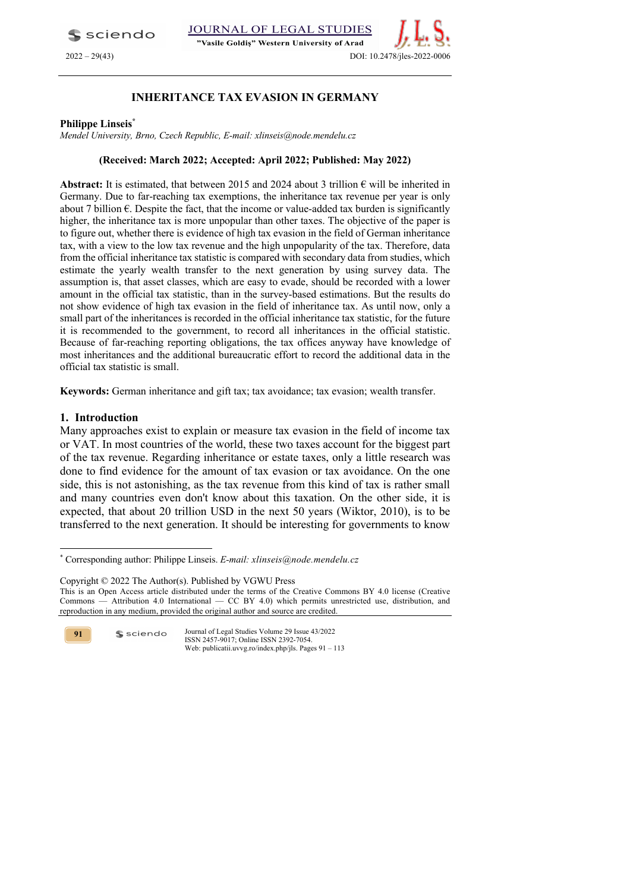# INHERITANCE TAX EVASION IN GERMANY

**Philippe Linseis**[*]

*Mendel University, Brno, Czech Republic, E-mail: xlinseis@node.mendelu.cz*

**(Received: March 2022; Accepted: April 2022; Published: May 2022)**

**Abstract:** It is estimated, that between 2015 and 2024 about 3 trillion € will be inherited in Germany. Due to far-reaching tax exemptions, the inheritance tax revenue per year is only about 7 billion €. Despite the fact, that the income or value-added tax burden is significantly higher, the inheritance tax is more unpopular than other taxes. The objective of the paper is to figure out, whether there is evidence of high tax evasion in the field of German inheritance tax, with a view to the low tax revenue and the high unpopularity of the tax. Therefore, data from the official inheritance tax statistic is compared with secondary data from studies, which estimate the yearly wealth transfer to the next generation by using survey data. The assumption is, that asset classes, which are easy to evade, should be recorded with a lower amount in the official tax statistic, than in the survey-based estimations. But the results do not show evidence of high tax evasion in the field of inheritance tax. As until now, only a small part of the inheritances is recorded in the official inheritance tax statistic, for the future it is recommended to the government, to record all inheritances in the official statistic. Because of far-reaching reporting obligations, the tax offices anyway have knowledge of most inheritances and the additional bureaucratic effort to record the additional data in the official tax statistic is small.

**Keywords:** German inheritance and gift tax; tax avoidance; tax evasion; wealth transfer.

## 1. Introduction

Many approaches exist to explain or measure tax evasion in the field of income tax or VAT. In most countries of the world, these two taxes account for the biggest part of the tax revenue. Regarding inheritance or estate taxes, only a little research was done to find evidence for the amount of tax evasion or tax avoidance. On the one side, this is not astonishing, as the tax revenue from this kind of tax is rather small and many countries even don't know about this taxation. On the other side, it is expected, that about 20 trillion USD in the next 50 years (Wiktor, 2010), is to be transferred to the next generation. It should be interesting for governments to know

---

[*] Corresponding author: Philippe Linseis. *E-mail: xlinseis@node.mendelu.cz*

Copyright © 2022 The Author(s). Published by VGWU Press

This is an Open Access article distributed under the terms of the Creative Commons BY 4.0 license (Creative Commons — Attribution 4.0 International — CC BY 4.0) which permits unrestricted use, distribution, and reproduction in any medium, provided the original author and source are credited.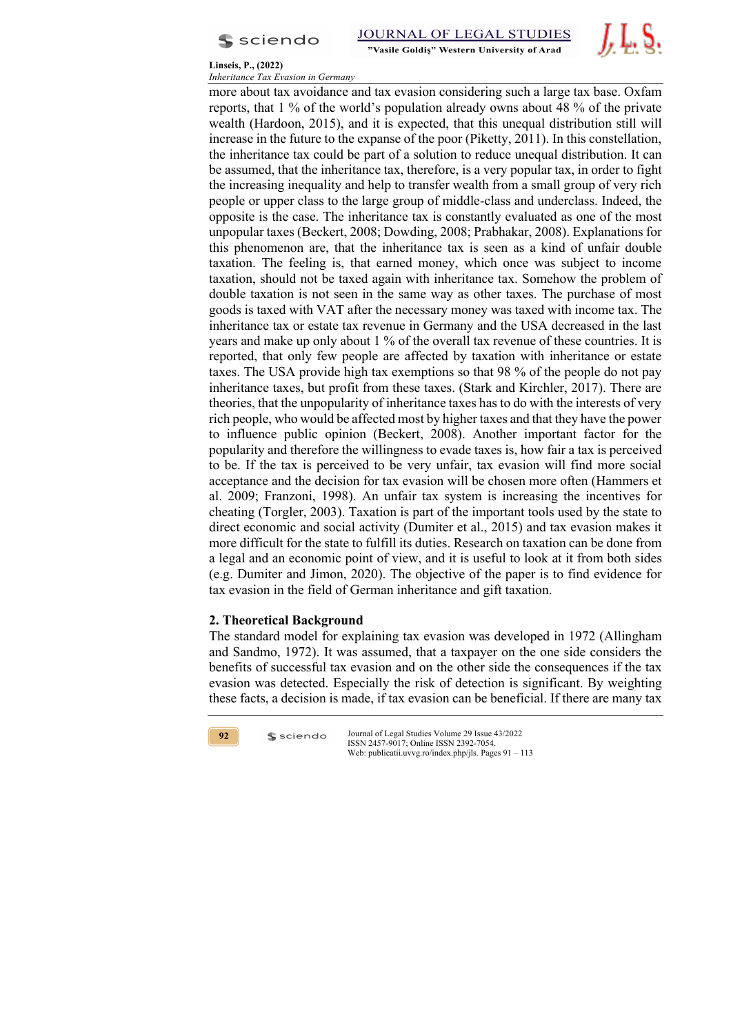more about tax avoidance and tax evasion considering such a large tax base. Oxfam reports, that 1 % of the world's population already owns about 48 % of the private wealth (Hardoon, 2015), and it is expected, that this unequal distribution still will increase in the future to the expanse of the poor (Piketty, 2011). In this constellation, the inheritance tax could be part of a solution to reduce unequal distribution. It can be assumed, that the inheritance tax, therefore, is a very popular tax, in order to fight the increasing inequality and help to transfer wealth from a small group of very rich people or upper class to the large group of middle-class and underclass. Indeed, the opposite is the case. The inheritance tax is constantly evaluated as one of the most unpopular taxes (Beckert, 2008; Dowding, 2008; Prabhakar, 2008). Explanations for this phenomenon are, that the inheritance tax is seen as a kind of unfair double taxation. The feeling is, that earned money, which once was subject to income taxation, should not be taxed again with inheritance tax. Somehow the problem of double taxation is not seen in the same way as other taxes. The purchase of most goods is taxed with VAT after the necessary money was taxed with income tax. The inheritance tax or estate tax revenue in Germany and the USA decreased in the last years and make up only about 1 % of the overall tax revenue of these countries. It is reported, that only few people are affected by taxation with inheritance or estate taxes. The USA provide high tax exemptions so that 98 % of the people do not pay inheritance taxes, but profit from these taxes. (Stark and Kirchler, 2017). There are theories, that the unpopularity of inheritance taxes has to do with the interests of very rich people, who would be affected most by higher taxes and that they have the power to influence public opinion (Beckert, 2008). Another important factor for the popularity and therefore the willingness to evade taxes is, how fair a tax is perceived to be. If the tax is perceived to be very unfair, tax evasion will find more social acceptance and the decision for tax evasion will be chosen more often (Hammers et al. 2009; Franzoni, 1998). An unfair tax system is increasing the incentives for cheating (Torgler, 2003). Taxation is part of the important tools used by the state to direct economic and social activity (Dumiter et al., 2015) and tax evasion makes it more difficult for the state to fulfill its duties. Research on taxation can be done from a legal and an economic point of view, and it is useful to look at it from both sides (e.g. Dumiter and Jimon, 2020). The objective of the paper is to find evidence for tax evasion in the field of German inheritance and gift taxation.

## 2. Theoretical Background

The standard model for explaining tax evasion was developed in 1972 (Allingham and Sandmo, 1972). It was assumed, that a taxpayer on the one side considers the benefits of successful tax evasion and on the other side the consequences if the tax evasion was detected. Especially the risk of detection is significant. By weighting these facts, a decision is made, if tax evasion can be beneficial. If there are many tax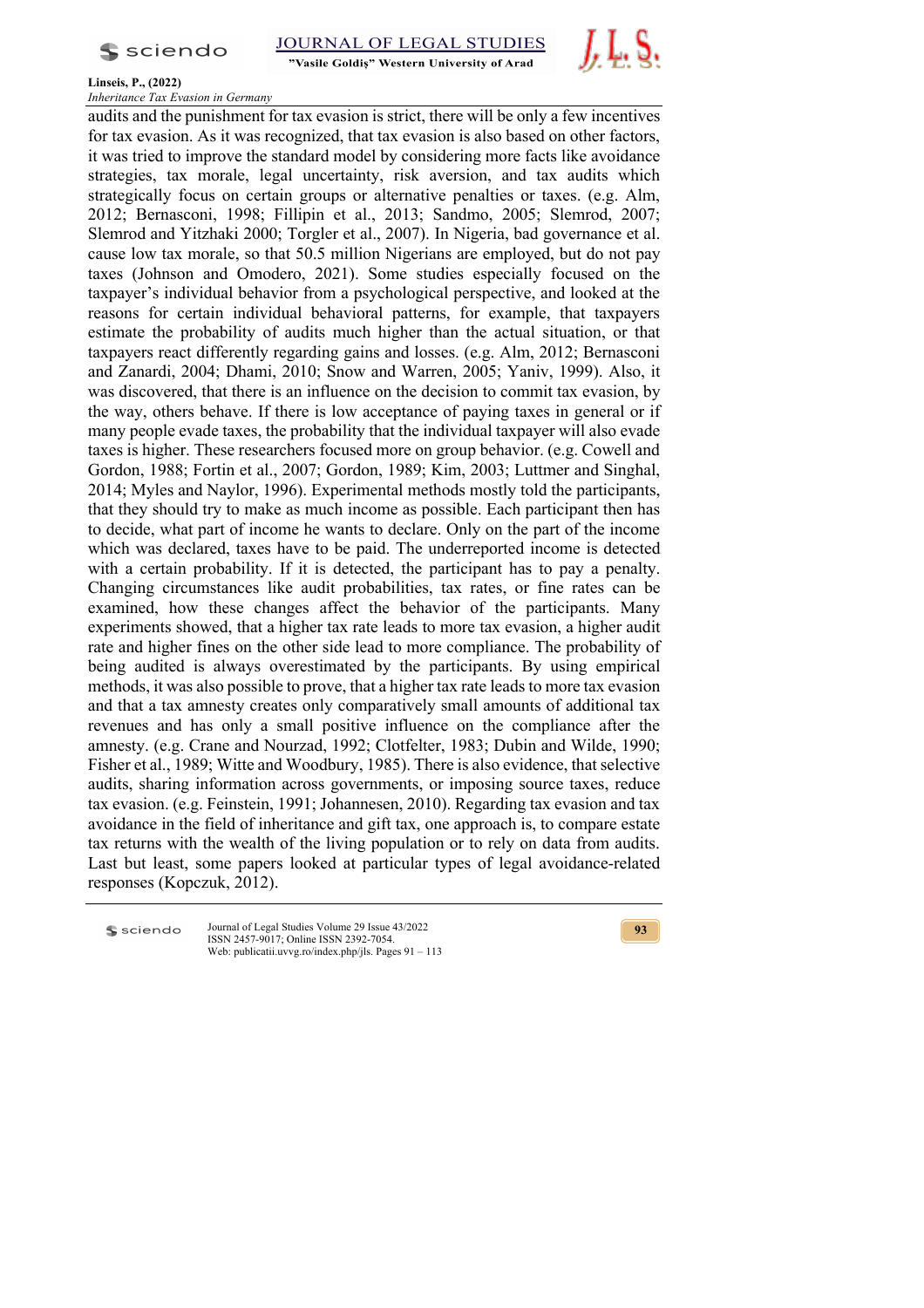audits and the punishment for tax evasion is strict, there will be only a few incentives for tax evasion. As it was recognized, that tax evasion is also based on other factors, it was tried to improve the standard model by considering more facts like avoidance strategies, tax morale, legal uncertainty, risk aversion, and tax audits which strategically focus on certain groups or alternative penalties or taxes. (e.g. Alm, 2012; Bernasconi, 1998; Fillipin et al., 2013; Sandmo, 2005; Slemrod, 2007; Slemrod and Yitzhaki 2000; Torgler et al., 2007). In Nigeria, bad governance et al. cause low tax morale, so that 50.5 million Nigerians are employed, but do not pay taxes (Johnson and Omodero, 2021). Some studies especially focused on the taxpayer's individual behavior from a psychological perspective, and looked at the reasons for certain individual behavioral patterns, for example, that taxpayers estimate the probability of audits much higher than the actual situation, or that taxpayers react differently regarding gains and losses. (e.g. Alm, 2012; Bernasconi and Zanardi, 2004; Dhami, 2010; Snow and Warren, 2005; Yaniv, 1999). Also, it was discovered, that there is an influence on the decision to commit tax evasion, by the way, others behave. If there is low acceptance of paying taxes in general or if many people evade taxes, the probability that the individual taxpayer will also evade taxes is higher. These researchers focused more on group behavior. (e.g. Cowell and Gordon, 1988; Fortin et al., 2007; Gordon, 1989; Kim, 2003; Luttmer and Singhal, 2014; Myles and Naylor, 1996). Experimental methods mostly told the participants, that they should try to make as much income as possible. Each participant then has to decide, what part of income he wants to declare. Only on the part of the income which was declared, taxes have to be paid. The underreported income is detected with a certain probability. If it is detected, the participant has to pay a penalty. Changing circumstances like audit probabilities, tax rates, or fine rates can be examined, how these changes affect the behavior of the participants. Many experiments showed, that a higher tax rate leads to more tax evasion, a higher audit rate and higher fines on the other side lead to more compliance. The probability of being audited is always overestimated by the participants. By using empirical methods, it was also possible to prove, that a higher tax rate leads to more tax evasion and that a tax amnesty creates only comparatively small amounts of additional tax revenues and has only a small positive influence on the compliance after the amnesty. (e.g. Crane and Nourzad, 1992; Clotfelter, 1983; Dubin and Wilde, 1990; Fisher et al., 1989; Witte and Woodbury, 1985). There is also evidence, that selective audits, sharing information across governments, or imposing source taxes, reduce tax evasion. (e.g. Feinstein, 1991; Johannesen, 2010). Regarding tax evasion and tax avoidance in the field of inheritance and gift tax, one approach is, to compare estate tax returns with the wealth of the living population or to rely on data from audits. Last but least, some papers looked at particular types of legal avoidance-related responses (Kopczuk, 2012).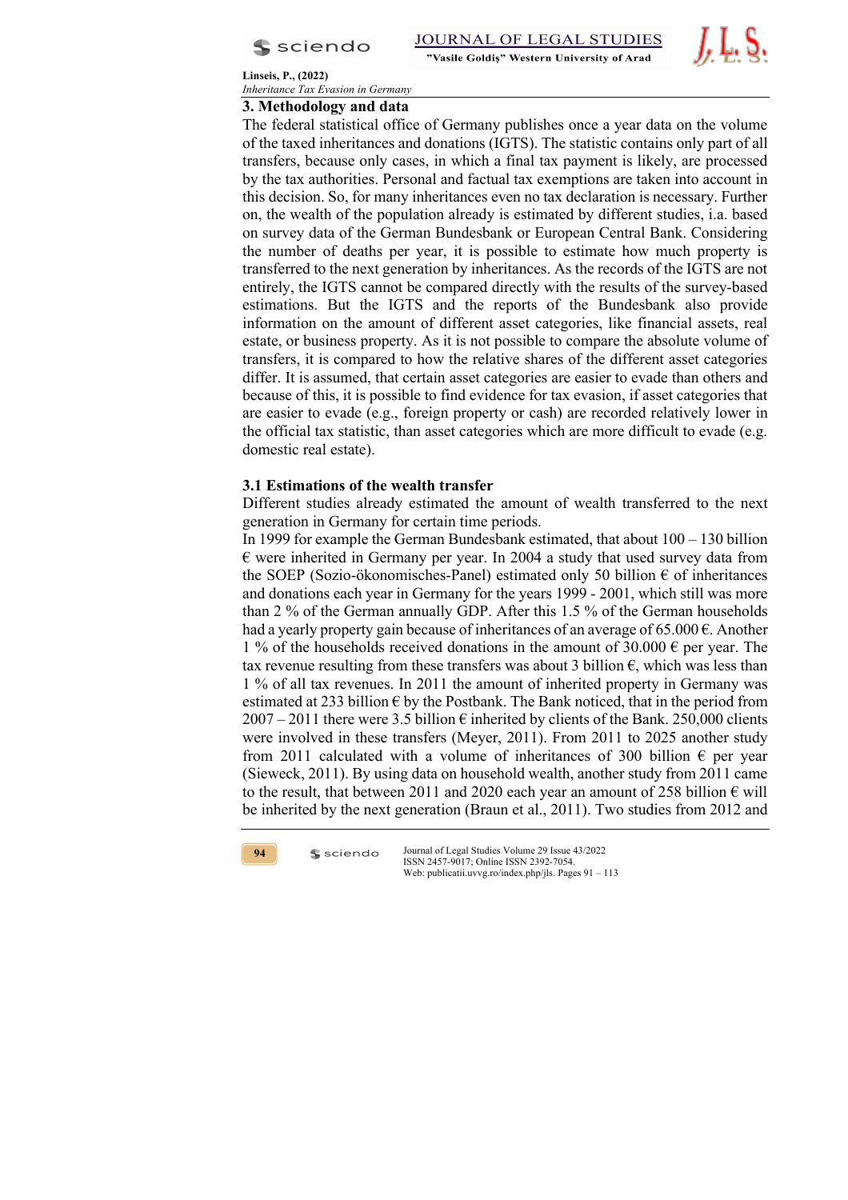## 3. Methodology and data

The federal statistical office of Germany publishes once a year data on the volume of the taxed inheritances and donations (IGTS). The statistic contains only part of all transfers, because only cases, in which a final tax payment is likely, are processed by the tax authorities. Personal and factual tax exemptions are taken into account in this decision. So, for many inheritances even no tax declaration is necessary. Further on, the wealth of the population already is estimated by different studies, i.a. based on survey data of the German Bundesbank or European Central Bank. Considering the number of deaths per year, it is possible to estimate how much property is transferred to the next generation by inheritances. As the records of the IGTS are not entirely, the IGTS cannot be compared directly with the results of the survey-based estimations. But the IGTS and the reports of the Bundesbank also provide information on the amount of different asset categories, like financial assets, real estate, or business property. As it is not possible to compare the absolute volume of transfers, it is compared to how the relative shares of the different asset categories differ. It is assumed, that certain asset categories are easier to evade than others and because of this, it is possible to find evidence for tax evasion, if asset categories that are easier to evade (e.g., foreign property or cash) are recorded relatively lower in the official tax statistic, than asset categories which are more difficult to evade (e.g. domestic real estate).

### 3.1 Estimations of the wealth transfer

Different studies already estimated the amount of wealth transferred to the next generation in Germany for certain time periods.

In 1999 for example the German Bundesbank estimated, that about 100 – 130 billion € were inherited in Germany per year. In 2004 a study that used survey data from the SOEP (Sozio-ökonomisches-Panel) estimated only 50 billion € of inheritances and donations each year in Germany for the years 1999 - 2001, which still was more than 2 % of the German annually GDP. After this 1.5 % of the German households had a yearly property gain because of inheritances of an average of 65.000 €. Another 1 % of the households received donations in the amount of 30.000 € per year. The tax revenue resulting from these transfers was about 3 billion €, which was less than 1 % of all tax revenues. In 2011 the amount of inherited property in Germany was estimated at 233 billion € by the Postbank. The Bank noticed, that in the period from 2007 – 2011 there were 3.5 billion € inherited by clients of the Bank. 250,000 clients were involved in these transfers (Meyer, 2011). From 2011 to 2025 another study from 2011 calculated with a volume of inheritances of 300 billion € per year (Sieweck, 2011). By using data on household wealth, another study from 2011 came to the result, that between 2011 and 2020 each year an amount of 258 billion € will be inherited by the next generation (Braun et al., 2011). Two studies from 2012 and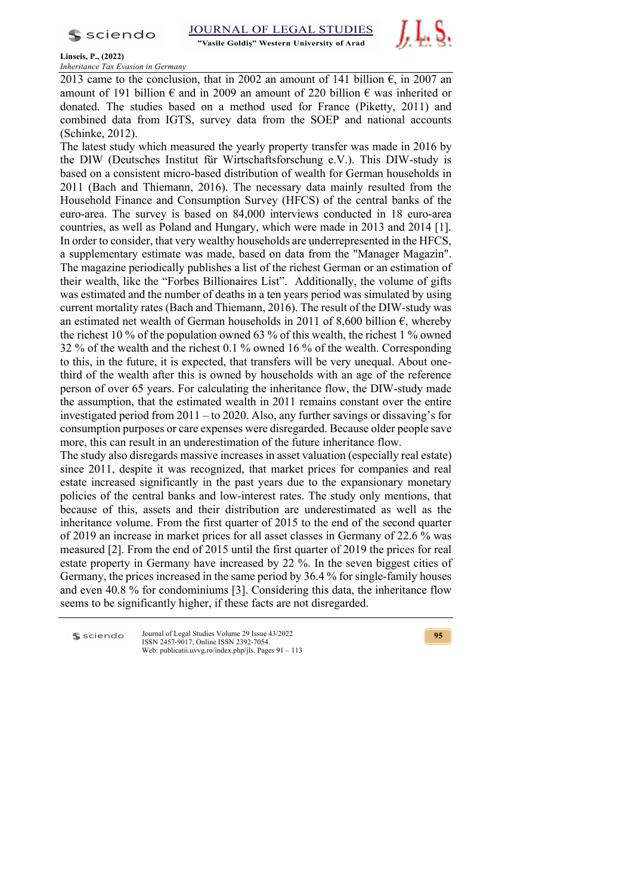2013 came to the conclusion, that in 2002 an amount of 141 billion €, in 2007 an amount of 191 billion € and in 2009 an amount of 220 billion € was inherited or donated. The studies based on a method used for France (Piketty, 2011) and combined data from IGTS, survey data from the SOEP and national accounts (Schinke, 2012).

The latest study which measured the yearly property transfer was made in 2016 by the DIW (Deutsches Institut für Wirtschaftsforschung e.V.). This DIW-study is based on a consistent micro-based distribution of wealth for German households in 2011 (Bach and Thiemann, 2016). The necessary data mainly resulted from the Household Finance and Consumption Survey (HFCS) of the central banks of the euro-area. The survey is based on 84,000 interviews conducted in 18 euro-area countries, as well as Poland and Hungary, which were made in 2013 and 2014 [1]. In order to consider, that very wealthy households are underrepresented in the HFCS, a supplementary estimate was made, based on data from the "Manager Magazin". The magazine periodically publishes a list of the richest German or an estimation of their wealth, like the "Forbes Billionaires List". Additionally, the volume of gifts was estimated and the number of deaths in a ten years period was simulated by using current mortality rates (Bach and Thiemann, 2016). The result of the DIW-study was an estimated net wealth of German households in 2011 of 8,600 billion €, whereby the richest 10 % of the population owned 63 % of this wealth, the richest 1 % owned 32 % of the wealth and the richest 0.1 % owned 16 % of the wealth. Corresponding to this, in the future, it is expected, that transfers will be very unequal. About one-third of the wealth after this is owned by households with an age of the reference person of over 65 years. For calculating the inheritance flow, the DIW-study made the assumption, that the estimated wealth in 2011 remains constant over the entire investigated period from 2011 – to 2020. Also, any further savings or dissaving's for consumption purposes or care expenses were disregarded. Because older people save more, this can result in an underestimation of the future inheritance flow.

The study also disregards massive increases in asset valuation (especially real estate) since 2011, despite it was recognized, that market prices for companies and real estate increased significantly in the past years due to the expansionary monetary policies of the central banks and low-interest rates. The study only mentions, that because of this, assets and their distribution are underestimated as well as the inheritance volume. From the first quarter of 2015 to the end of the second quarter of 2019 an increase in market prices for all asset classes in Germany of 22.6 % was measured [2]. From the end of 2015 until the first quarter of 2019 the prices for real estate property in Germany have increased by 22 %. In the seven biggest cities of Germany, the prices increased in the same period by 36.4 % for single-family houses and even 40.8 % for condominiums [3]. Considering this data, the inheritance flow seems to be significantly higher, if these facts are not disregarded.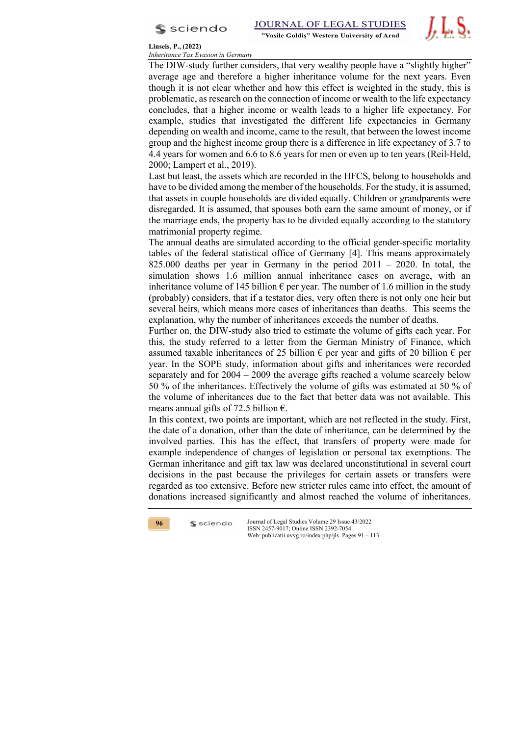The DIW-study further considers, that very wealthy people have a "slightly higher" average age and therefore a higher inheritance volume for the next years. Even though it is not clear whether and how this effect is weighted in the study, this is problematic, as research on the connection of income or wealth to the life expectancy concludes, that a higher income or wealth leads to a higher life expectancy. For example, studies that investigated the different life expectancies in Germany depending on wealth and income, came to the result, that between the lowest income group and the highest income group there is a difference in life expectancy of 3.7 to 4.4 years for women and 6.6 to 8.6 years for men or even up to ten years (Reil-Held, 2000; Lampert et al., 2019).

Last but least, the assets which are recorded in the HFCS, belong to households and have to be divided among the member of the households. For the study, it is assumed, that assets in couple households are divided equally. Children or grandparents were disregarded. It is assumed, that spouses both earn the same amount of money, or if the marriage ends, the property has to be divided equally according to the statutory matrimonial property regime.

The annual deaths are simulated according to the official gender-specific mortality tables of the federal statistical office of Germany [4]. This means approximately 825.000 deaths per year in Germany in the period 2011 – 2020. In total, the simulation shows 1.6 million annual inheritance cases on average, with an inheritance volume of 145 billion € per year. The number of 1.6 million in the study (probably) considers, that if a testator dies, very often there is not only one heir but several heirs, which means more cases of inheritances than deaths. This seems the explanation, why the number of inheritances exceeds the number of deaths.

Further on, the DIW-study also tried to estimate the volume of gifts each year. For this, the study referred to a letter from the German Ministry of Finance, which assumed taxable inheritances of 25 billion € per year and gifts of 20 billion € per year. In the SOPE study, information about gifts and inheritances were recorded separately and for 2004 – 2009 the average gifts reached a volume scarcely below 50 % of the inheritances. Effectively the volume of gifts was estimated at 50 % of the volume of inheritances due to the fact that better data was not available. This means annual gifts of 72.5 billion €.

In this context, two points are important, which are not reflected in the study. First, the date of a donation, other than the date of inheritance, can be determined by the involved parties. This has the effect, that transfers of property were made for example independence of changes of legislation or personal tax exemptions. The German inheritance and gift tax law was declared unconstitutional in several court decisions in the past because the privileges for certain assets or transfers were regarded as too extensive. Before new stricter rules came into effect, the amount of donations increased significantly and almost reached the volume of inheritances.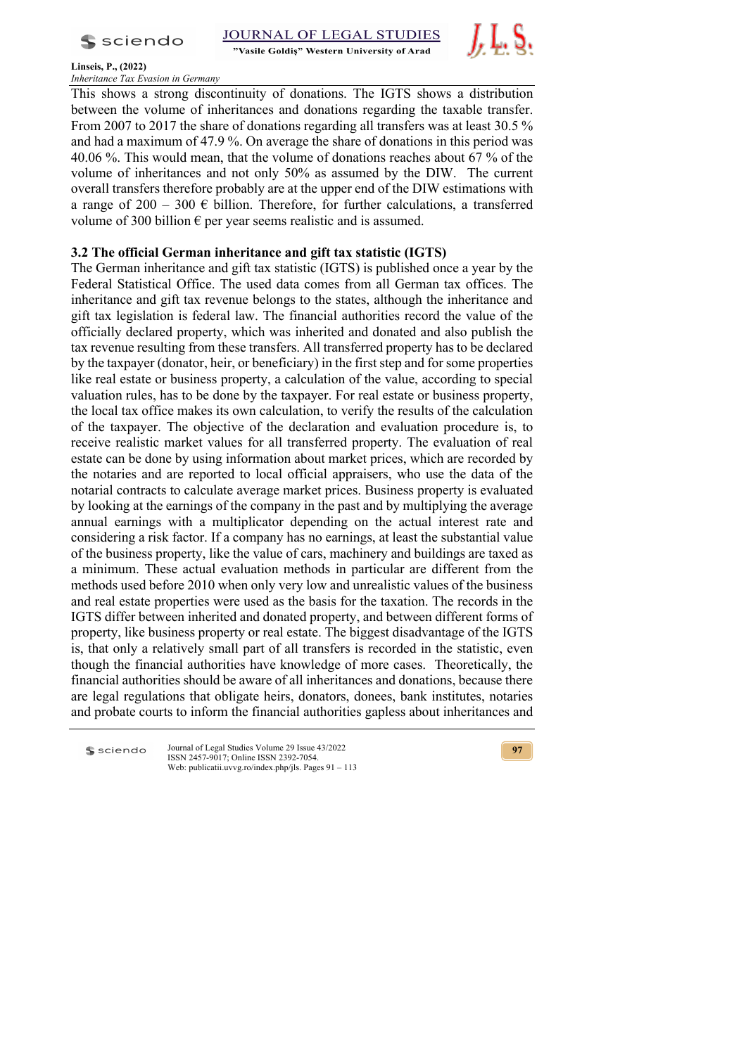This shows a strong discontinuity of donations. The IGTS shows a distribution between the volume of inheritances and donations regarding the taxable transfer. From 2007 to 2017 the share of donations regarding all transfers was at least 30.5 % and had a maximum of 47.9 %. On average the share of donations in this period was 40.06 %. This would mean, that the volume of donations reaches about 67 % of the volume of inheritances and not only 50% as assumed by the DIW. The current overall transfers therefore probably are at the upper end of the DIW estimations with a range of 200 – 300 € billion. Therefore, for further calculations, a transferred volume of 300 billion € per year seems realistic and is assumed.

### 3.2 The official German inheritance and gift tax statistic (IGTS)

The German inheritance and gift tax statistic (IGTS) is published once a year by the Federal Statistical Office. The used data comes from all German tax offices. The inheritance and gift tax revenue belongs to the states, although the inheritance and gift tax legislation is federal law. The financial authorities record the value of the officially declared property, which was inherited and donated and also publish the tax revenue resulting from these transfers. All transferred property has to be declared by the taxpayer (donator, heir, or beneficiary) in the first step and for some properties like real estate or business property, a calculation of the value, according to special valuation rules, has to be done by the taxpayer. For real estate or business property, the local tax office makes its own calculation, to verify the results of the calculation of the taxpayer. The objective of the declaration and evaluation procedure is, to receive realistic market values for all transferred property. The evaluation of real estate can be done by using information about market prices, which are recorded by the notaries and are reported to local official appraisers, who use the data of the notarial contracts to calculate average market prices. Business property is evaluated by looking at the earnings of the company in the past and by multiplying the average annual earnings with a multiplicator depending on the actual interest rate and considering a risk factor. If a company has no earnings, at least the substantial value of the business property, like the value of cars, machinery and buildings are taxed as a minimum. These actual evaluation methods in particular are different from the methods used before 2010 when only very low and unrealistic values of the business and real estate properties were used as the basis for the taxation. The records in the IGTS differ between inherited and donated property, and between different forms of property, like business property or real estate. The biggest disadvantage of the IGTS is, that only a relatively small part of all transfers is recorded in the statistic, even though the financial authorities have knowledge of more cases. Theoretically, the financial authorities should be aware of all inheritances and donations, because there are legal regulations that obligate heirs, donators, donees, bank institutes, notaries and probate courts to inform the financial authorities gapless about inheritances and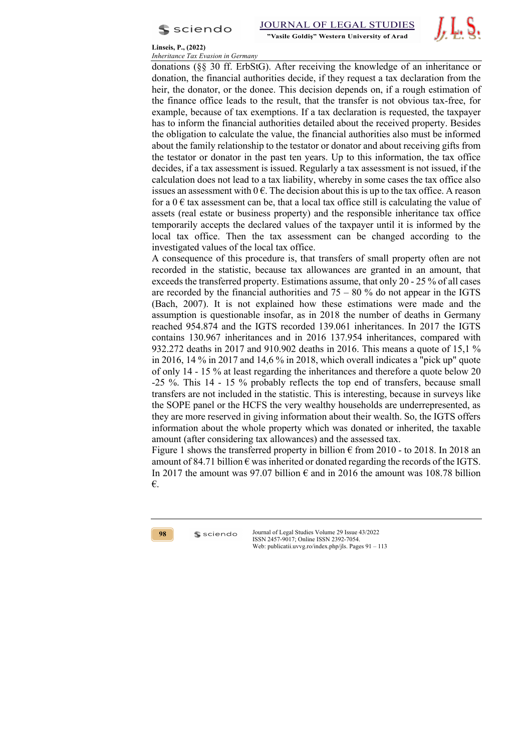donations (§§ 30 ff. ErbStG). After receiving the knowledge of an inheritance or donation, the financial authorities decide, if they request a tax declaration from the heir, the donator, or the donee. This decision depends on, if a rough estimation of the finance office leads to the result, that the transfer is not obvious tax-free, for example, because of tax exemptions. If a tax declaration is requested, the taxpayer has to inform the financial authorities detailed about the received property. Besides the obligation to calculate the value, the financial authorities also must be informed about the family relationship to the testator or donator and about receiving gifts from the testator or donator in the past ten years. Up to this information, the tax office decides, if a tax assessment is issued. Regularly a tax assessment is not issued, if the calculation does not lead to a tax liability, whereby in some cases the tax office also issues an assessment with 0 €. The decision about this is up to the tax office. A reason for a 0 € tax assessment can be, that a local tax office still is calculating the value of assets (real estate or business property) and the responsible inheritance tax office temporarily accepts the declared values of the taxpayer until it is informed by the local tax office. Then the tax assessment can be changed according to the investigated values of the local tax office.

A consequence of this procedure is, that transfers of small property often are not recorded in the statistic, because tax allowances are granted in an amount, that exceeds the transferred property. Estimations assume, that only 20 - 25 % of all cases are recorded by the financial authorities and 75 – 80 % do not appear in the IGTS (Bach, 2007). It is not explained how these estimations were made and the assumption is questionable insofar, as in 2018 the number of deaths in Germany reached 954.874 and the IGTS recorded 139.061 inheritances. In 2017 the IGTS contains 130.967 inheritances and in 2016 137.954 inheritances, compared with 932.272 deaths in 2017 and 910.902 deaths in 2016. This means a quote of 15,1 % in 2016, 14 % in 2017 and 14,6 % in 2018, which overall indicates a "pick up" quote of only 14 - 15 % at least regarding the inheritances and therefore a quote below 20 -25 %. This 14 - 15 % probably reflects the top end of transfers, because small transfers are not included in the statistic. This is interesting, because in surveys like the SOPE panel or the HCFS the very wealthy households are underrepresented, as they are more reserved in giving information about their wealth. So, the IGTS offers information about the whole property which was donated or inherited, the taxable amount (after considering tax allowances) and the assessed tax.

Figure 1 shows the transferred property in billion € from 2010 - to 2018. In 2018 an amount of 84.71 billion € was inherited or donated regarding the records of the IGTS. In 2017 the amount was 97.07 billion € and in 2016 the amount was 108.78 billion €.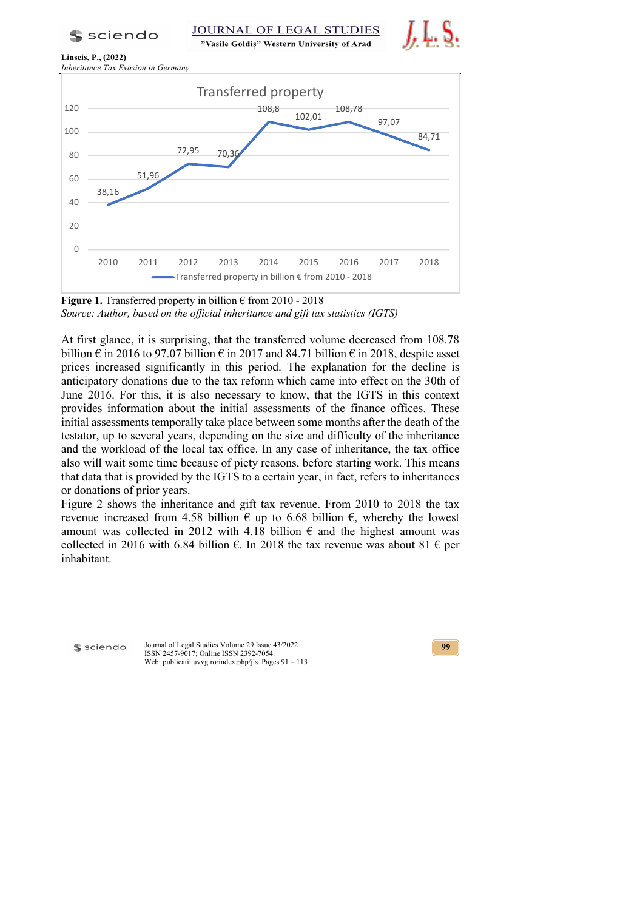**Figure 1.** Transferred property in billion € from 2010 - 2018

*Source: Author, based on the official inheritance and gift tax statistics (IGTS)*

At first glance, it is surprising, that the transferred volume decreased from 108.78 billion € in 2016 to 97.07 billion € in 2017 and 84.71 billion € in 2018, despite asset prices increased significantly in this period. The explanation for the decline is anticipatory donations due to the tax reform which came into effect on the 30th of June 2016. For this, it is also necessary to know, that the IGTS in this context provides information about the initial assessments of the finance offices. These initial assessments temporally take place between some months after the death of the testator, up to several years, depending on the size and difficulty of the inheritance and the workload of the local tax office. In any case of inheritance, the tax office also will wait some time because of piety reasons, before starting work. This means that data that is provided by the IGTS to a certain year, in fact, refers to inheritances or donations of prior years.

Figure 2 shows the inheritance and gift tax revenue. From 2010 to 2018 the tax revenue increased from 4.58 billion € up to 6.68 billion €, whereby the lowest amount was collected in 2012 with 4.18 billion € and the highest amount was collected in 2016 with 6.84 billion €. In 2018 the tax revenue was about 81 € per inhabitant.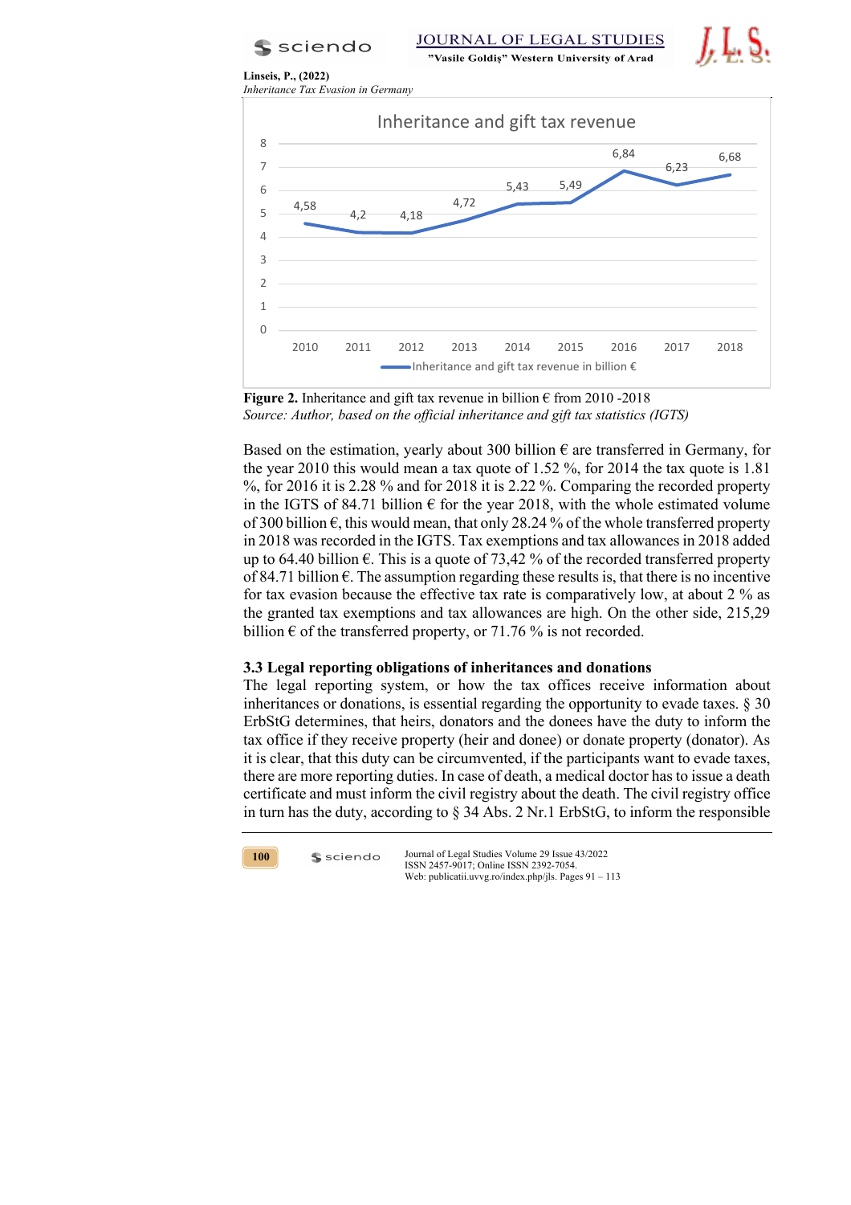**Figure 2.** Inheritance and gift tax revenue in billion € from 2010 -2018
*Source: Author, based on the official inheritance and gift tax statistics (IGTS)*

Based on the estimation, yearly about 300 billion € are transferred in Germany, for the year 2010 this would mean a tax quote of 1.52 %, for 2014 the tax quote is 1.81 %, for 2016 it is 2.28 % and for 2018 it is 2.22 %. Comparing the recorded property in the IGTS of 84.71 billion € for the year 2018, with the whole estimated volume of 300 billion €, this would mean, that only 28.24 % of the whole transferred property in 2018 was recorded in the IGTS. Tax exemptions and tax allowances in 2018 added up to 64.40 billion €. This is a quote of 73,42 % of the recorded transferred property of 84.71 billion €. The assumption regarding these results is, that there is no incentive for tax evasion because the effective tax rate is comparatively low, at about 2 % as the granted tax exemptions and tax allowances are high. On the other side, 215,29 billion € of the transferred property, or 71.76 % is not recorded.

### 3.3 Legal reporting obligations of inheritances and donations

The legal reporting system, or how the tax offices receive information about inheritances or donations, is essential regarding the opportunity to evade taxes. § 30 ErbStG determines, that heirs, donators and the donees have the duty to inform the tax office if they receive property (heir and donee) or donate property (donator). As it is clear, that this duty can be circumvented, if the participants want to evade taxes, there are more reporting duties. In case of death, a medical doctor has to issue a death certificate and must inform the civil registry about the death. The civil registry office in turn has the duty, according to § 34 Abs. 2 Nr.1 ErbStG, to inform the responsible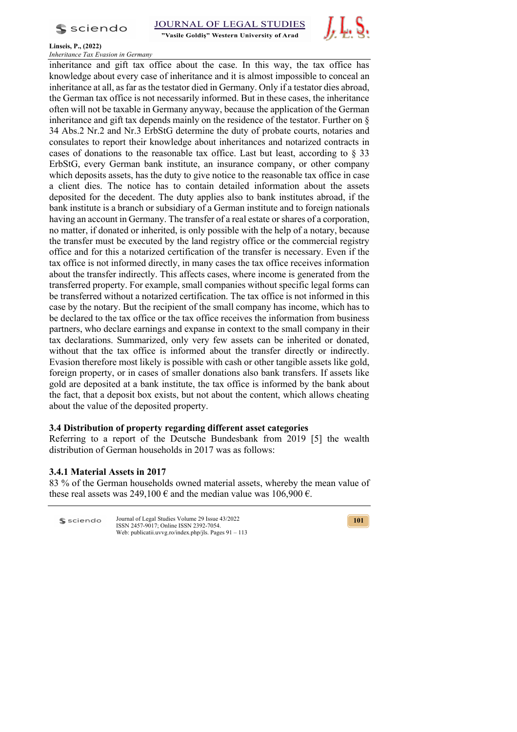inheritance and gift tax office about the case. In this way, the tax office has knowledge about every case of inheritance and it is almost impossible to conceal an inheritance at all, as far as the testator died in Germany. Only if a testator dies abroad, the German tax office is not necessarily informed. But in these cases, the inheritance often will not be taxable in Germany anyway, because the application of the German inheritance and gift tax depends mainly on the residence of the testator. Further on § 34 Abs.2 Nr.2 and Nr.3 ErbStG determine the duty of probate courts, notaries and consulates to report their knowledge about inheritances and notarized contracts in cases of donations to the reasonable tax office. Last but least, according to § 33 ErbStG, every German bank institute, an insurance company, or other company which deposits assets, has the duty to give notice to the reasonable tax office in case a client dies. The notice has to contain detailed information about the assets deposited for the decedent. The duty applies also to bank institutes abroad, if the bank institute is a branch or subsidiary of a German institute and to foreign nationals having an account in Germany. The transfer of a real estate or shares of a corporation, no matter, if donated or inherited, is only possible with the help of a notary, because the transfer must be executed by the land registry office or the commercial registry office and for this a notarized certification of the transfer is necessary. Even if the tax office is not informed directly, in many cases the tax office receives information about the transfer indirectly. This affects cases, where income is generated from the transferred property. For example, small companies without specific legal forms can be transferred without a notarized certification. The tax office is not informed in this case by the notary. But the recipient of the small company has income, which has to be declared to the tax office or the tax office receives the information from business partners, who declare earnings and expanse in context to the small company in their tax declarations. Summarized, only very few assets can be inherited or donated, without that the tax office is informed about the transfer directly or indirectly. Evasion therefore most likely is possible with cash or other tangible assets like gold, foreign property, or in cases of smaller donations also bank transfers. If assets like gold are deposited at a bank institute, the tax office is informed by the bank about the fact, that a deposit box exists, but not about the content, which allows cheating about the value of the deposited property.

### 3.4 Distribution of property regarding different asset categories

Referring to a report of the Deutsche Bundesbank from 2019 [5] the wealth distribution of German households in 2017 was as follows:

#### 3.4.1 Material Assets in 2017

83 % of the German households owned material assets, whereby the mean value of these real assets was 249,100 € and the median value was 106,900 €.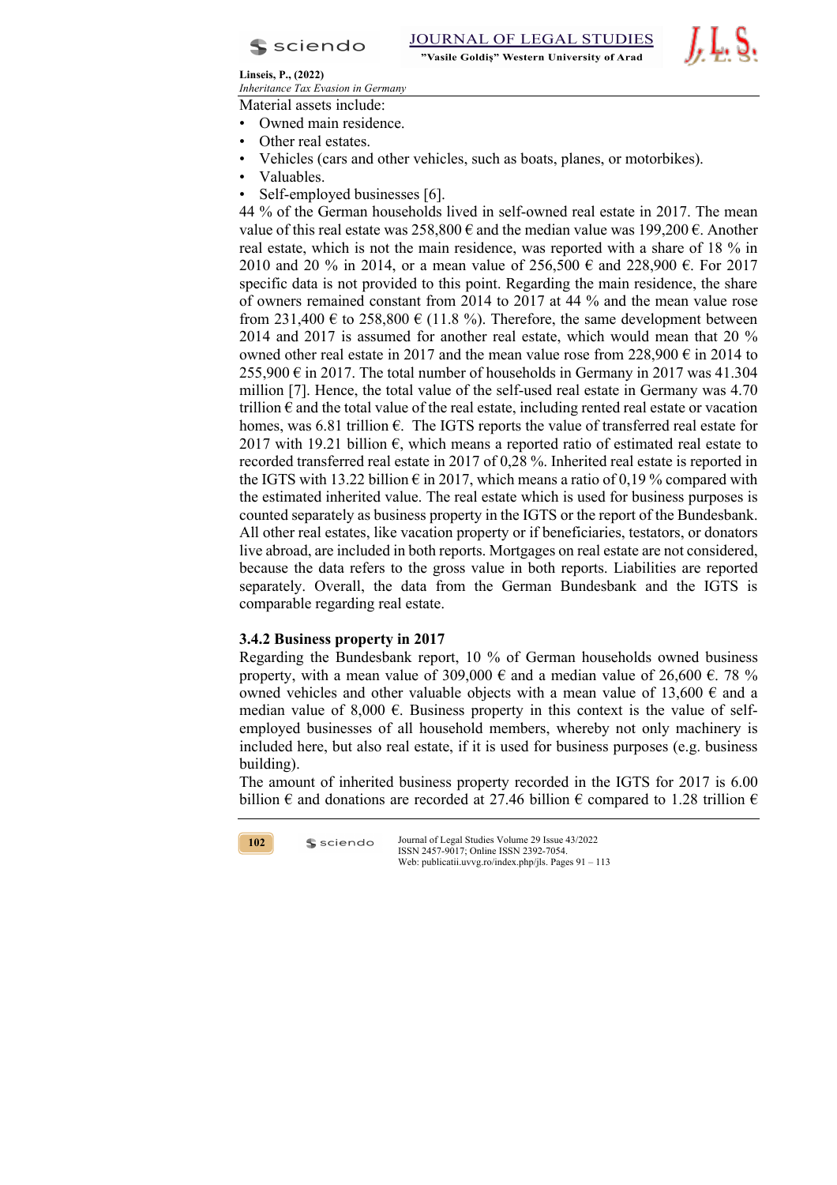Material assets include:

- Owned main residence.
- Other real estates.
- Vehicles (cars and other vehicles, such as boats, planes, or motorbikes).
- Valuables.
- Self-employed businesses [6].

44 % of the German households lived in self-owned real estate in 2017. The mean value of this real estate was 258,800 € and the median value was 199,200 €. Another real estate, which is not the main residence, was reported with a share of 18 % in 2010 and 20 % in 2014, or a mean value of 256,500 € and 228,900 €. For 2017 specific data is not provided to this point. Regarding the main residence, the share of owners remained constant from 2014 to 2017 at 44 % and the mean value rose from 231,400 € to 258,800 € (11.8 %). Therefore, the same development between 2014 and 2017 is assumed for another real estate, which would mean that 20 % owned other real estate in 2017 and the mean value rose from 228,900 € in 2014 to 255,900 € in 2017. The total number of households in Germany in 2017 was 41.304 million [7]. Hence, the total value of the self-used real estate in Germany was 4.70 trillion € and the total value of the real estate, including rented real estate or vacation homes, was 6.81 trillion €. The IGTS reports the value of transferred real estate for 2017 with 19.21 billion €, which means a reported ratio of estimated real estate to recorded transferred real estate in 2017 of 0,28 %. Inherited real estate is reported in the IGTS with 13.22 billion € in 2017, which means a ratio of 0,19 % compared with the estimated inherited value. The real estate which is used for business purposes is counted separately as business property in the IGTS or the report of the Bundesbank. All other real estates, like vacation property or if beneficiaries, testators, or donators live abroad, are included in both reports. Mortgages on real estate are not considered, because the data refers to the gross value in both reports. Liabilities are reported separately. Overall, the data from the German Bundesbank and the IGTS is comparable regarding real estate.

### 3.4.2 Business property in 2017

Regarding the Bundesbank report, 10 % of German households owned business property, with a mean value of 309,000 € and a median value of 26,600 €. 78 % owned vehicles and other valuable objects with a mean value of 13,600 € and a median value of 8,000 €. Business property in this context is the value of self-employed businesses of all household members, whereby not only machinery is included here, but also real estate, if it is used for business purposes (e.g. business building).

The amount of inherited business property recorded in the IGTS for 2017 is 6.00 billion € and donations are recorded at 27.46 billion € compared to 1.28 trillion €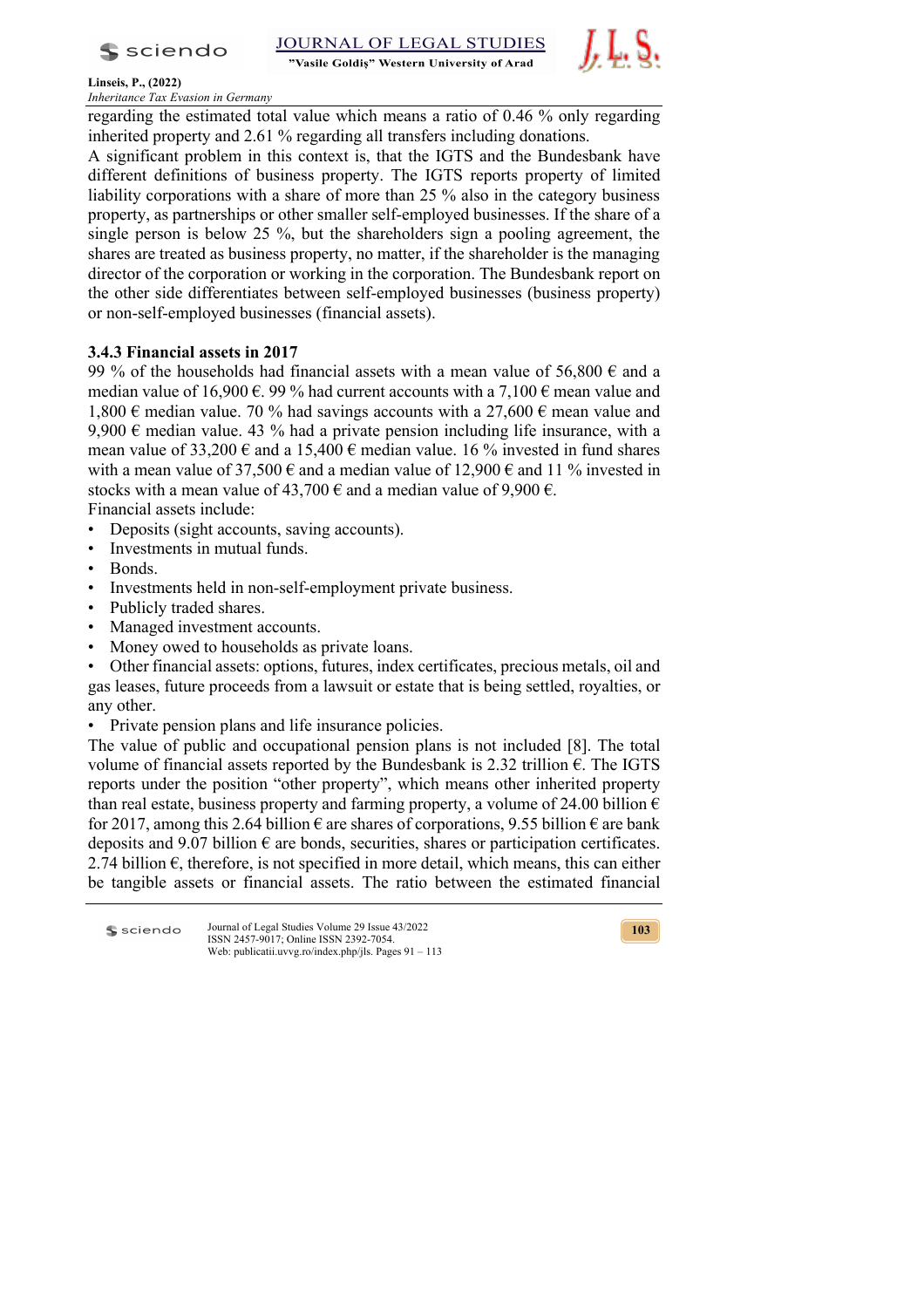regarding the estimated total value which means a ratio of 0.46 % only regarding inherited property and 2.61 % regarding all transfers including donations.

A significant problem in this context is, that the IGTS and the Bundesbank have different definitions of business property. The IGTS reports property of limited liability corporations with a share of more than 25 % also in the category business property, as partnerships or other smaller self-employed businesses. If the share of a single person is below 25 %, but the shareholders sign a pooling agreement, the shares are treated as business property, no matter, if the shareholder is the managing director of the corporation or working in the corporation. The Bundesbank report on the other side differentiates between self-employed businesses (business property) or non-self-employed businesses (financial assets).

### 3.4.3 Financial assets in 2017

99 % of the households had financial assets with a mean value of 56,800 € and a median value of 16,900 €. 99 % had current accounts with a 7,100 € mean value and 1,800 € median value. 70 % had savings accounts with a 27,600 € mean value and 9,900 € median value. 43 % had a private pension including life insurance, with a mean value of 33,200 € and a 15,400 € median value. 16 % invested in fund shares with a mean value of 37,500 € and a median value of 12,900 € and 11 % invested in stocks with a mean value of 43,700 € and a median value of 9,900 €.

Financial assets include:

- Deposits (sight accounts, saving accounts).
- Investments in mutual funds.
- Bonds.
- Investments held in non-self-employment private business.
- Publicly traded shares.
- Managed investment accounts.
- Money owed to households as private loans.
- Other financial assets: options, futures, index certificates, precious metals, oil and gas leases, future proceeds from a lawsuit or estate that is being settled, royalties, or any other.
- Private pension plans and life insurance policies.

The value of public and occupational pension plans is not included [8]. The total volume of financial assets reported by the Bundesbank is 2.32 trillion €. The IGTS reports under the position "other property", which means other inherited property than real estate, business property and farming property, a volume of 24.00 billion € for 2017, among this 2.64 billion € are shares of corporations, 9.55 billion € are bank deposits and 9.07 billion € are bonds, securities, shares or participation certificates. 2.74 billion €, therefore, is not specified in more detail, which means, this can either be tangible assets or financial assets. The ratio between the estimated financial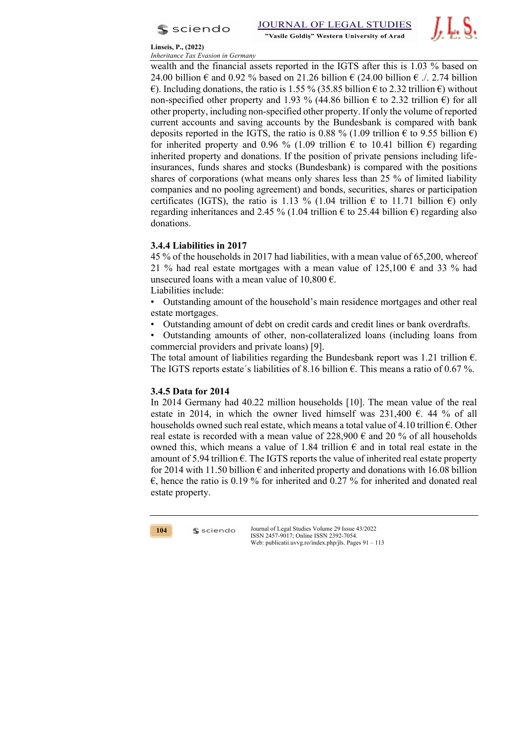wealth and the financial assets reported in the IGTS after this is 1.03 % based on 24.00 billion € and 0.92 % based on 21.26 billion € (24.00 billion € ./. 2.74 billion €). Including donations, the ratio is 1.55 % (35.85 billion € to 2.32 trillion €) without non-specified other property and 1.93 % (44.86 billion € to 2.32 trillion €) for all other property, including non-specified other property. If only the volume of reported current accounts and saving accounts by the Bundesbank is compared with bank deposits reported in the IGTS, the ratio is 0.88 % (1.09 trillion € to 9.55 billion €) for inherited property and 0.96 % (1.09 trillion € to 10.41 billion €) regarding inherited property and donations. If the position of private pensions including life-insurances, funds shares and stocks (Bundesbank) is compared with the positions shares of corporations (what means only shares less than 25 % of limited liability companies and no pooling agreement) and bonds, securities, shares or participation certificates (IGTS), the ratio is 1.13 % (1.04 trillion € to 11.71 billion €) only regarding inheritances and 2.45 % (1.04 trillion € to 25.44 billion €) regarding also donations.

### 3.4.4 Liabilities in 2017

45 % of the households in 2017 had liabilities, with a mean value of 65,200, whereof 21 % had real estate mortgages with a mean value of 125,100 € and 33 % had unsecured loans with a mean value of 10,800 €.

Liabilities include:

- Outstanding amount of the household's main residence mortgages and other real estate mortgages.
- Outstanding amount of debt on credit cards and credit lines or bank overdrafts.
- Outstanding amounts of other, non-collateralized loans (including loans from commercial providers and private loans) [9].

The total amount of liabilities regarding the Bundesbank report was 1.21 trillion €. The IGTS reports estate´s liabilities of 8.16 billion €. This means a ratio of 0.67 %.

### 3.4.5 Data for 2014

In 2014 Germany had 40.22 million households [10]. The mean value of the real estate in 2014, in which the owner lived himself was 231,400 €. 44 % of all households owned such real estate, which means a total value of 4.10 trillion €. Other real estate is recorded with a mean value of 228,900 € and 20 % of all households owned this, which means a value of 1.84 trillion € and in total real estate in the amount of 5.94 trillion €. The IGTS reports the value of inherited real estate property for 2014 with 11.50 billion € and inherited property and donations with 16.08 billion €, hence the ratio is 0.19 % for inherited and 0.27 % for inherited and donated real estate property.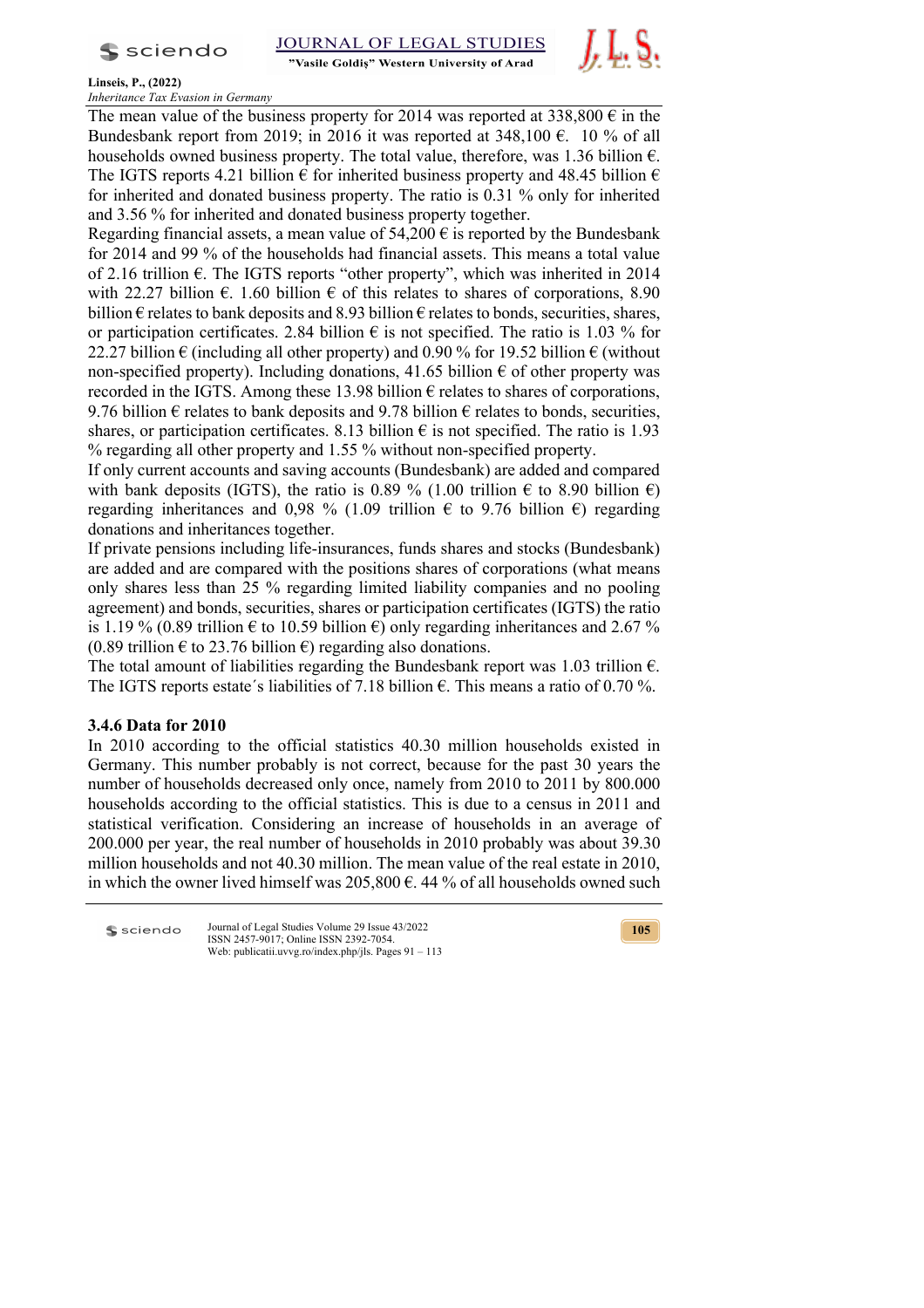The mean value of the business property for 2014 was reported at 338,800 € in the Bundesbank report from 2019; in 2016 it was reported at 348,100 €. 10 % of all households owned business property. The total value, therefore, was 1.36 billion €. The IGTS reports 4.21 billion € for inherited business property and 48.45 billion € for inherited and donated business property. The ratio is 0.31 % only for inherited and 3.56 % for inherited and donated business property together.
Regarding financial assets, a mean value of 54,200 € is reported by the Bundesbank for 2014 and 99 % of the households had financial assets. This means a total value of 2.16 trillion €. The IGTS reports "other property", which was inherited in 2014 with 22.27 billion €. 1.60 billion € of this relates to shares of corporations, 8.90 billion € relates to bank deposits and 8.93 billion € relates to bonds, securities, shares, or participation certificates. 2.84 billion € is not specified. The ratio is 1.03 % for 22.27 billion € (including all other property) and 0.90 % for 19.52 billion € (without non-specified property). Including donations, 41.65 billion € of other property was recorded in the IGTS. Among these 13.98 billion € relates to shares of corporations, 9.76 billion € relates to bank deposits and 9.78 billion € relates to bonds, securities, shares, or participation certificates. 8.13 billion € is not specified. The ratio is 1.93 % regarding all other property and 1.55 % without non-specified property.
If only current accounts and saving accounts (Bundesbank) are added and compared with bank deposits (IGTS), the ratio is 0.89 % (1.00 trillion € to 8.90 billion €) regarding inheritances and 0,98 % (1.09 trillion € to 9.76 billion €) regarding donations and inheritances together.
If private pensions including life-insurances, funds shares and stocks (Bundesbank) are added and are compared with the positions shares of corporations (what means only shares less than 25 % regarding limited liability companies and no pooling agreement) and bonds, securities, shares or participation certificates (IGTS) the ratio is 1.19 % (0.89 trillion € to 10.59 billion €) only regarding inheritances and 2.67 % (0.89 trillion € to 23.76 billion €) regarding also donations.
The total amount of liabilities regarding the Bundesbank report was 1.03 trillion €. The IGTS reports estate´s liabilities of 7.18 billion €. This means a ratio of 0.70 %.

### 3.4.6 Data for 2010

In 2010 according to the official statistics 40.30 million households existed in Germany. This number probably is not correct, because for the past 30 years the number of households decreased only once, namely from 2010 to 2011 by 800.000 households according to the official statistics. This is due to a census in 2011 and statistical verification. Considering an increase of households in an average of 200.000 per year, the real number of households in 2010 probably was about 39.30 million households and not 40.30 million. The mean value of the real estate in 2010, in which the owner lived himself was 205,800 €. 44 % of all households owned such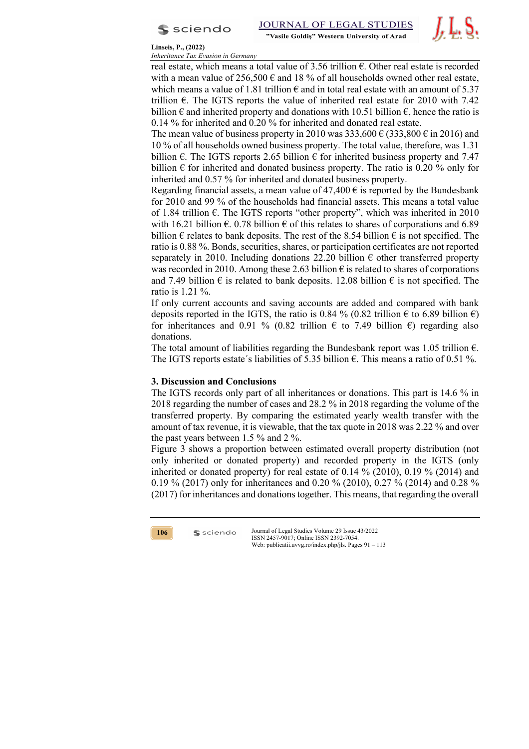real estate, which means a total value of 3.56 trillion €. Other real estate is recorded with a mean value of 256,500 € and 18 % of all households owned other real estate, which means a value of 1.81 trillion € and in total real estate with an amount of 5.37 trillion €. The IGTS reports the value of inherited real estate for 2010 with 7.42 billion € and inherited property and donations with 10.51 billion €, hence the ratio is 0.14 % for inherited and 0.20 % for inherited and donated real estate.

The mean value of business property in 2010 was 333,600 € (333,800 € in 2016) and 10 % of all households owned business property. The total value, therefore, was 1.31 billion €. The IGTS reports 2.65 billion € for inherited business property and 7.47 billion € for inherited and donated business property. The ratio is 0.20 % only for inherited and 0.57 % for inherited and donated business property.

Regarding financial assets, a mean value of 47,400 € is reported by the Bundesbank for 2010 and 99 % of the households had financial assets. This means a total value of 1.84 trillion €. The IGTS reports "other property", which was inherited in 2010 with 16.21 billion €. 0.78 billion € of this relates to shares of corporations and 6.89 billion € relates to bank deposits. The rest of the 8.54 billion € is not specified. The ratio is 0.88 %. Bonds, securities, shares, or participation certificates are not reported separately in 2010. Including donations 22.20 billion € other transferred property was recorded in 2010. Among these 2.63 billion € is related to shares of corporations and 7.49 billion € is related to bank deposits. 12.08 billion € is not specified. The ratio is 1.21 %.

If only current accounts and saving accounts are added and compared with bank deposits reported in the IGTS, the ratio is 0.84 % (0.82 trillion € to 6.89 billion €) for inheritances and 0.91 % (0.82 trillion € to 7.49 billion €) regarding also donations.

The total amount of liabilities regarding the Bundesbank report was 1.05 trillion €. The IGTS reports estate´s liabilities of 5.35 billion €. This means a ratio of 0.51 %.

## 3. Discussion and Conclusions

The IGTS records only part of all inheritances or donations. This part is 14.6 % in 2018 regarding the number of cases and 28.2 % in 2018 regarding the volume of the transferred property. By comparing the estimated yearly wealth transfer with the amount of tax revenue, it is viewable, that the tax quote in 2018 was 2.22 % and over the past years between 1.5 % and 2 %.

Figure 3 shows a proportion between estimated overall property distribution (not only inherited or donated property) and recorded property in the IGTS (only inherited or donated property) for real estate of 0.14 % (2010), 0.19 % (2014) and 0.19 % (2017) only for inheritances and 0.20 % (2010), 0.27 % (2014) and 0.28 % (2017) for inheritances and donations together. This means, that regarding the overall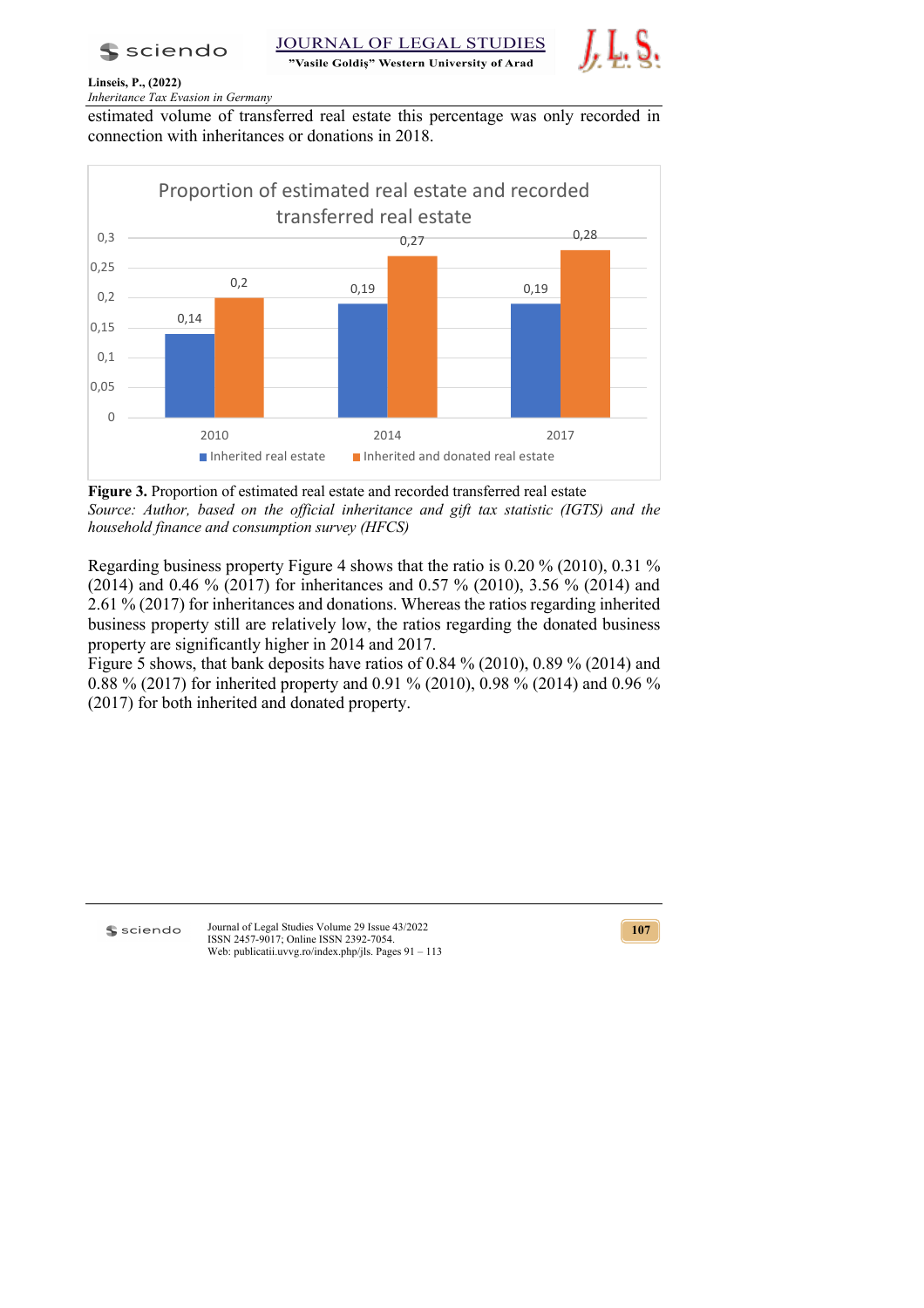estimated volume of transferred real estate this percentage was only recorded in connection with inheritances or donations in 2018.

**Figure 3.** Proportion of estimated real estate and recorded transferred real estate
*Source: Author, based on the official inheritance and gift tax statistic (IGTS) and the household finance and consumption survey (HFCS)*

Regarding business property Figure 4 shows that the ratio is 0.20 % (2010), 0.31 % (2014) and 0.46 % (2017) for inheritances and 0.57 % (2010), 3.56 % (2014) and 2.61 % (2017) for inheritances and donations. Whereas the ratios regarding inherited business property still are relatively low, the ratios regarding the donated business property are significantly higher in 2014 and 2017.
Figure 5 shows, that bank deposits have ratios of 0.84 % (2010), 0.89 % (2014) and 0.88 % (2017) for inherited property and 0.91 % (2010), 0.98 % (2014) and 0.96 % (2017) for both inherited and donated property.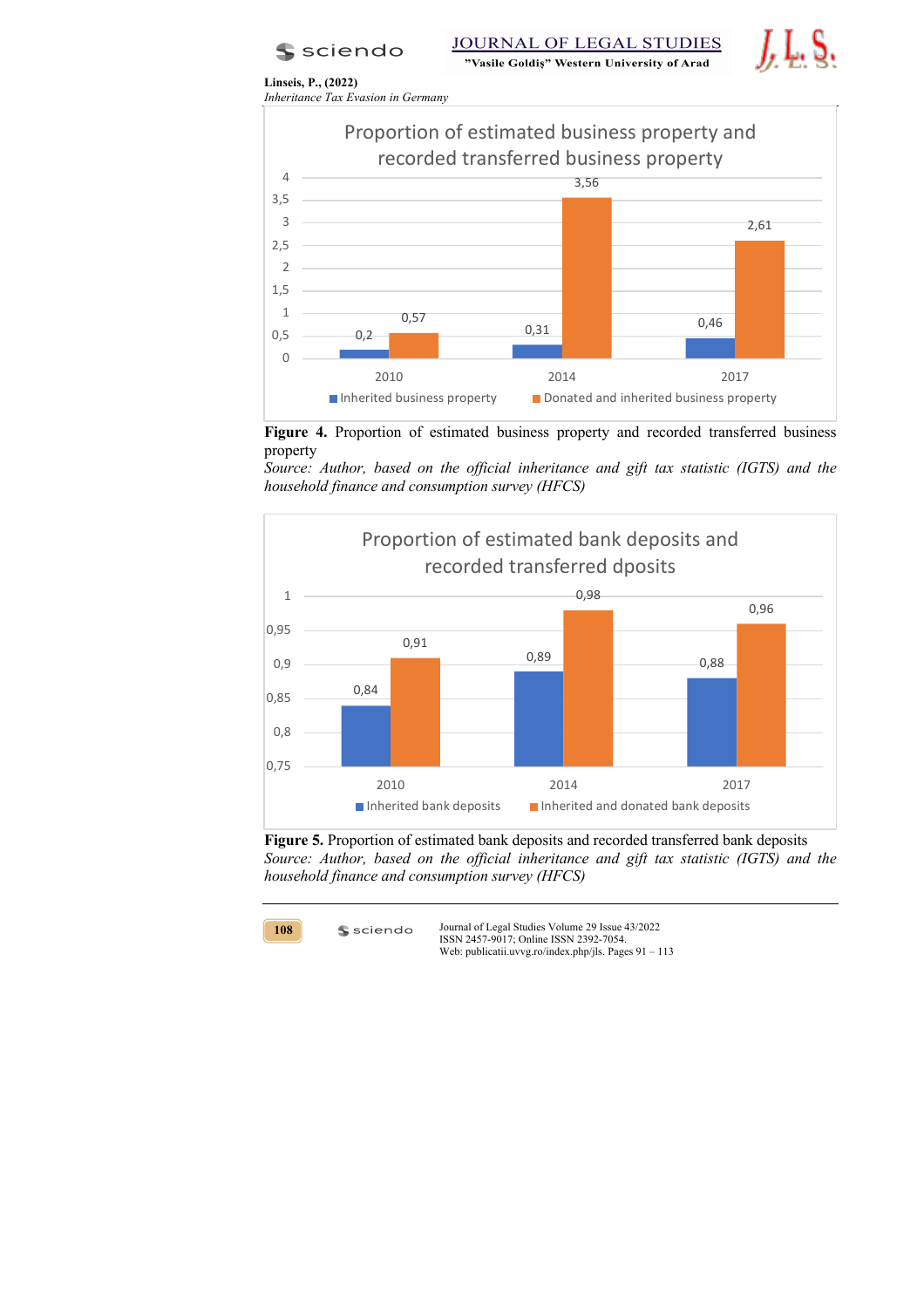**Figure 4.** Proportion of estimated business property and recorded transferred business property

*Source: Author, based on the official inheritance and gift tax statistic (IGTS) and the household finance and consumption survey (HFCS)*

**Figure 5.** Proportion of estimated bank deposits and recorded transferred bank deposits

*Source: Author, based on the official inheritance and gift tax statistic (IGTS) and the household finance and consumption survey (HFCS)*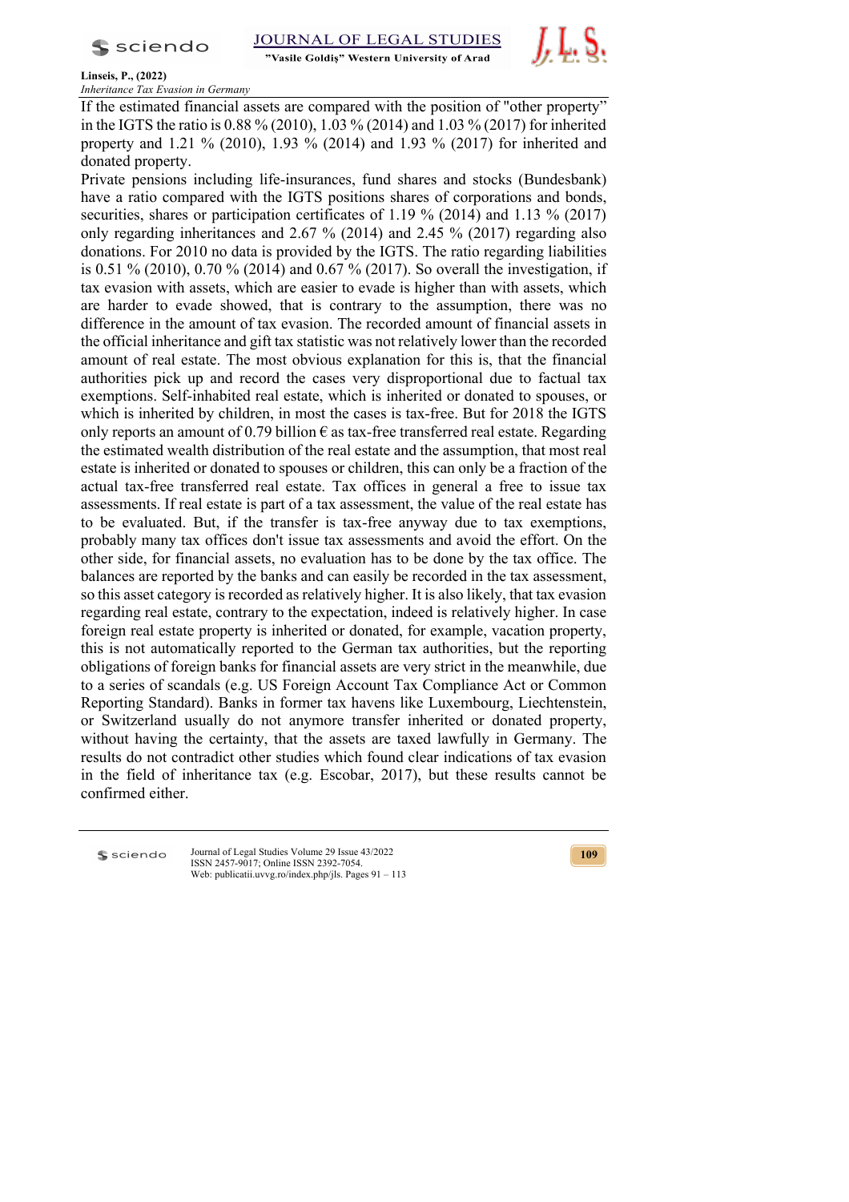If the estimated financial assets are compared with the position of "other property" in the IGTS the ratio is 0.88 % (2010), 1.03 % (2014) and 1.03 % (2017) for inherited property and 1.21 % (2010), 1.93 % (2014) and 1.93 % (2017) for inherited and donated property.

Private pensions including life-insurances, fund shares and stocks (Bundesbank) have a ratio compared with the IGTS positions shares of corporations and bonds, securities, shares or participation certificates of 1.19 % (2014) and 1.13 % (2017) only regarding inheritances and 2.67 % (2014) and 2.45 % (2017) regarding also donations. For 2010 no data is provided by the IGTS. The ratio regarding liabilities is 0.51 % (2010), 0.70 % (2014) and 0.67 % (2017). So overall the investigation, if tax evasion with assets, which are easier to evade is higher than with assets, which are harder to evade showed, that is contrary to the assumption, there was no difference in the amount of tax evasion. The recorded amount of financial assets in the official inheritance and gift tax statistic was not relatively lower than the recorded amount of real estate. The most obvious explanation for this is, that the financial authorities pick up and record the cases very disproportional due to factual tax exemptions. Self-inhabited real estate, which is inherited or donated to spouses, or which is inherited by children, in most the cases is tax-free. But for 2018 the IGTS only reports an amount of 0.79 billion € as tax-free transferred real estate. Regarding the estimated wealth distribution of the real estate and the assumption, that most real estate is inherited or donated to spouses or children, this can only be a fraction of the actual tax-free transferred real estate. Tax offices in general a free to issue tax assessments. If real estate is part of a tax assessment, the value of the real estate has to be evaluated. But, if the transfer is tax-free anyway due to tax exemptions, probably many tax offices don't issue tax assessments and avoid the effort. On the other side, for financial assets, no evaluation has to be done by the tax office. The balances are reported by the banks and can easily be recorded in the tax assessment, so this asset category is recorded as relatively higher. It is also likely, that tax evasion regarding real estate, contrary to the expectation, indeed is relatively higher. In case foreign real estate property is inherited or donated, for example, vacation property, this is not automatically reported to the German tax authorities, but the reporting obligations of foreign banks for financial assets are very strict in the meanwhile, due to a series of scandals (e.g. US Foreign Account Tax Compliance Act or Common Reporting Standard). Banks in former tax havens like Luxembourg, Liechtenstein, or Switzerland usually do not anymore transfer inherited or donated property, without having the certainty, that the assets are taxed lawfully in Germany. The results do not contradict other studies which found clear indications of tax evasion in the field of inheritance tax (e.g. Escobar, 2017), but these results cannot be confirmed either.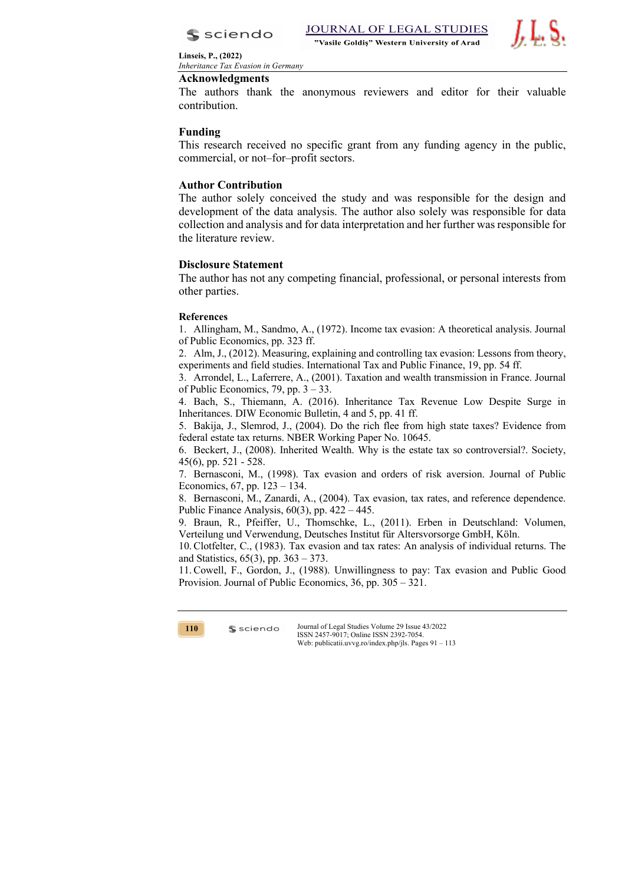## Acknowledgments

The authors thank the anonymous reviewers and editor for their valuable contribution.

## Funding

This research received no specific grant from any funding agency in the public, commercial, or not–for–profit sectors.

## Author Contribution

The author solely conceived the study and was responsible for the design and development of the data analysis. The author also solely was responsible for data collection and analysis and for data interpretation and her further was responsible for the literature review.

## Disclosure Statement

The author has not any competing financial, professional, or personal interests from other parties.

## References

1. Allingham, M., Sandmo, A., (1972). Income tax evasion: A theoretical analysis. Journal of Public Economics, pp. 323 ff.
2. Alm, J., (2012). Measuring, explaining and controlling tax evasion: Lessons from theory, experiments and field studies. International Tax and Public Finance, 19, pp. 54 ff.
3. Arrondel, L., Laferrere, A., (2001). Taxation and wealth transmission in France. Journal of Public Economics, 79, pp. 3 – 33.
4. Bach, S., Thiemann, A. (2016). Inheritance Tax Revenue Low Despite Surge in Inheritances. DIW Economic Bulletin, 4 and 5, pp. 41 ff.
5. Bakija, J., Slemrod, J., (2004). Do the rich flee from high state taxes? Evidence from federal estate tax returns. NBER Working Paper No. 10645.
6. Beckert, J., (2008). Inherited Wealth. Why is the estate tax so controversial?. Society, 45(6), pp. 521 - 528.
7. Bernasconi, M., (1998). Tax evasion and orders of risk aversion. Journal of Public Economics, 67, pp. 123 – 134.
8. Bernasconi, M., Zanardi, A., (2004). Tax evasion, tax rates, and reference dependence. Public Finance Analysis, 60(3), pp. 422 – 445.
9. Braun, R., Pfeiffer, U., Thomschke, L., (2011). Erben in Deutschland: Volumen, Verteilung und Verwendung, Deutsches Institut für Altersvorsorge GmbH, Köln.
10. Clotfelter, C., (1983). Tax evasion and tax rates: An analysis of individual returns. The and Statistics, 65(3), pp. 363 – 373.
11. Cowell, F., Gordon, J., (1988). Unwillingness to pay: Tax evasion and Public Good Provision. Journal of Public Economics, 36, pp. 305 – 321.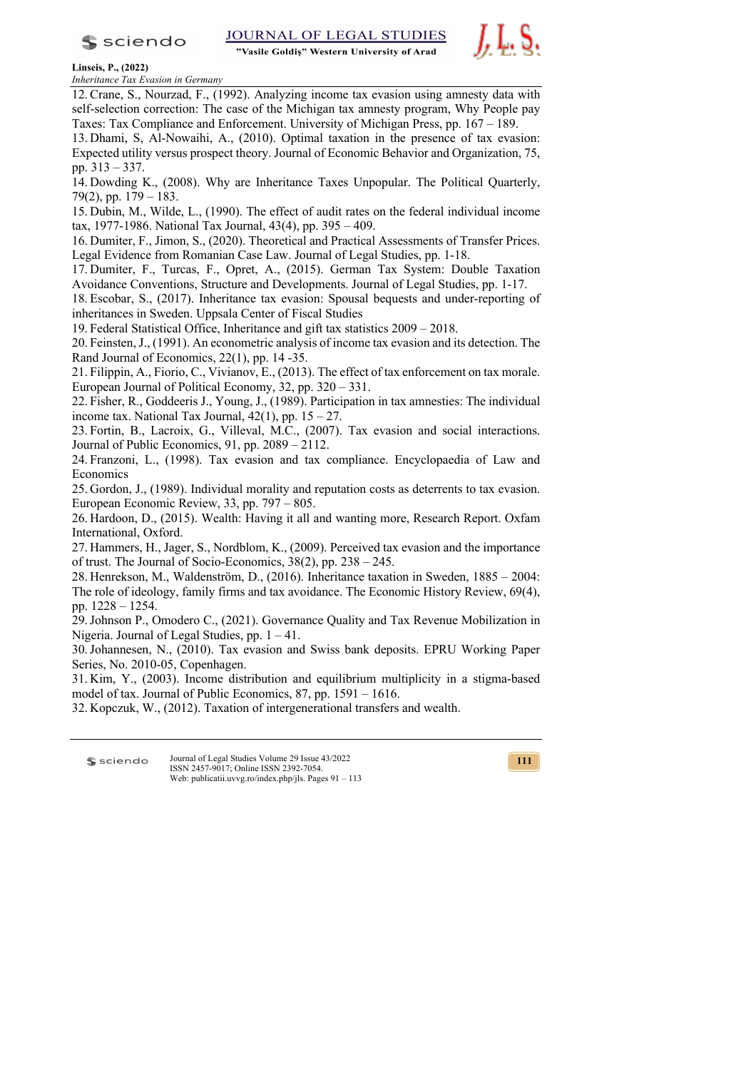12. Crane, S., Nourzad, F., (1992). Analyzing income tax evasion using amnesty data with self-selection correction: The case of the Michigan tax amnesty program, Why People pay Taxes: Tax Compliance and Enforcement. University of Michigan Press, pp. 167 – 189.
13. Dhami, S, Al-Nowaihi, A., (2010). Optimal taxation in the presence of tax evasion: Expected utility versus prospect theory. Journal of Economic Behavior and Organization, 75, pp. 313 – 337.
14. Dowding K., (2008). Why are Inheritance Taxes Unpopular. The Political Quarterly, 79(2), pp. 179 – 183.
15. Dubin, M., Wilde, L., (1990). The effect of audit rates on the federal individual income tax, 1977-1986. National Tax Journal, 43(4), pp. 395 – 409.
16. Dumiter, F., Jimon, S., (2020). Theoretical and Practical Assessments of Transfer Prices. Legal Evidence from Romanian Case Law. Journal of Legal Studies, pp. 1-18.
17. Dumiter, F., Turcas, F., Opret, A., (2015). German Tax System: Double Taxation Avoidance Conventions, Structure and Developments. Journal of Legal Studies, pp. 1-17.
18. Escobar, S., (2017). Inheritance tax evasion: Spousal bequests and under-reporting of inheritances in Sweden. Uppsala Center of Fiscal Studies
19. Federal Statistical Office, Inheritance and gift tax statistics 2009 – 2018.
20. Feinsten, J., (1991). An econometric analysis of income tax evasion and its detection. The Rand Journal of Economics, 22(1), pp. 14 -35.
21. Filippin, A., Fiorio, C., Vivianov, E., (2013). The effect of tax enforcement on tax morale. European Journal of Political Economy, 32, pp. 320 – 331.
22. Fisher, R., Goddeeris J., Young, J., (1989). Participation in tax amnesties: The individual income tax. National Tax Journal, 42(1), pp. 15 – 27.
23. Fortin, B., Lacroix, G., Villeval, M.C., (2007). Tax evasion and social interactions. Journal of Public Economics, 91, pp. 2089 – 2112.
24. Franzoni, L., (1998). Tax evasion and tax compliance. Encyclopaedia of Law and Economics
25. Gordon, J., (1989). Individual morality and reputation costs as deterrents to tax evasion. European Economic Review, 33, pp. 797 – 805.
26. Hardoon, D., (2015). Wealth: Having it all and wanting more, Research Report. Oxfam International, Oxford.
27. Hammers, H., Jager, S., Nordblom, K., (2009). Perceived tax evasion and the importance of trust. The Journal of Socio-Economics, 38(2), pp. 238 – 245.
28. Henrekson, M., Waldenström, D., (2016). Inheritance taxation in Sweden, 1885 – 2004: The role of ideology, family firms and tax avoidance. The Economic History Review, 69(4), pp. 1228 – 1254.
29. Johnson P., Omodero C., (2021). Governance Quality and Tax Revenue Mobilization in Nigeria. Journal of Legal Studies, pp. 1 – 41.
30. Johannesen, N., (2010). Tax evasion and Swiss bank deposits. EPRU Working Paper Series, No. 2010-05, Copenhagen.
31. Kim, Y., (2003). Income distribution and equilibrium multiplicity in a stigma-based model of tax. Journal of Public Economics, 87, pp. 1591 – 1616.
32. Kopczuk, W., (2012). Taxation of intergenerational transfers and wealth.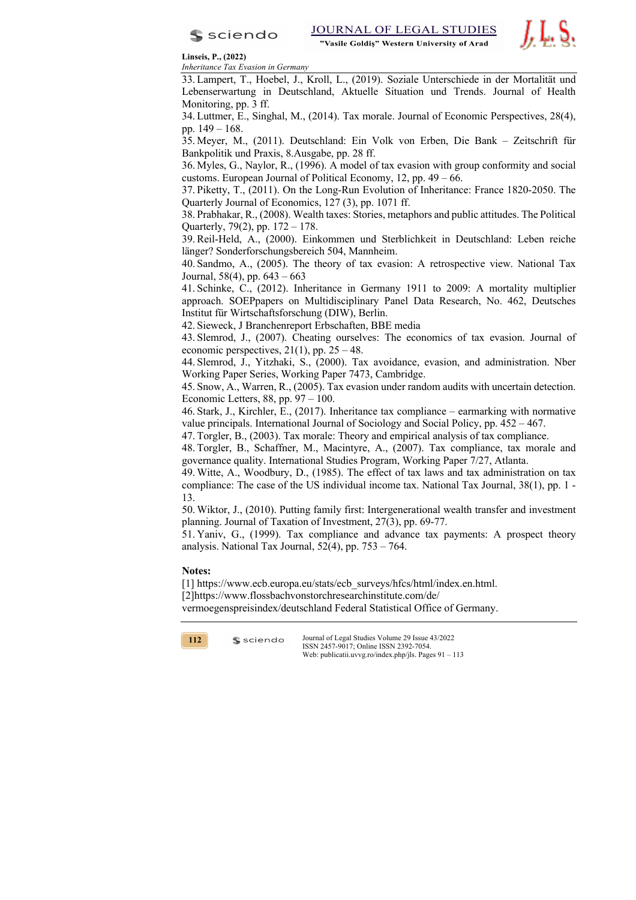33. Lampert, T., Hoebel, J., Kroll, L., (2019). Soziale Unterschiede in der Mortalität und Lebenserwartung in Deutschland, Aktuelle Situation und Trends. Journal of Health Monitoring, pp. 3 ff.
34. Luttmer, E., Singhal, M., (2014). Tax morale. Journal of Economic Perspectives, 28(4), pp. 149 – 168.
35. Meyer, M., (2011). Deutschland: Ein Volk von Erben, Die Bank – Zeitschrift für Bankpolitik und Praxis, 8.Ausgabe, pp. 28 ff.
36. Myles, G., Naylor, R., (1996). A model of tax evasion with group conformity and social customs. European Journal of Political Economy, 12, pp. 49 – 66.
37. Piketty, T., (2011). On the Long-Run Evolution of Inheritance: France 1820-2050. The Quarterly Journal of Economics, 127 (3), pp. 1071 ff.
38. Prabhakar, R., (2008). Wealth taxes: Stories, metaphors and public attitudes. The Political Quarterly, 79(2), pp. 172 – 178.
39. Reil-Held, A., (2000). Einkommen und Sterblichkeit in Deutschland: Leben reiche länger? Sonderforschungsbereich 504, Mannheim.
40. Sandmo, A., (2005). The theory of tax evasion: A retrospective view. National Tax Journal, 58(4), pp. 643 – 663
41. Schinke, C., (2012). Inheritance in Germany 1911 to 2009: A mortality multiplier approach. SOEPpapers on Multidisciplinary Panel Data Research, No. 462, Deutsches Institut für Wirtschaftsforschung (DIW), Berlin.
42. Sieweck, J Branchenreport Erbschaften, BBE media
43. Slemrod, J., (2007). Cheating ourselves: The economics of tax evasion. Journal of economic perspectives, 21(1), pp. 25 – 48.
44. Slemrod, J., Yitzhaki, S., (2000). Tax avoidance, evasion, and administration. Nber Working Paper Series, Working Paper 7473, Cambridge.
45. Snow, A., Warren, R., (2005). Tax evasion under random audits with uncertain detection. Economic Letters, 88, pp. 97 – 100.
46. Stark, J., Kirchler, E., (2017). Inheritance tax compliance – earmarking with normative value principals. International Journal of Sociology and Social Policy, pp. 452 – 467.
47. Torgler, B., (2003). Tax morale: Theory and empirical analysis of tax compliance.
48. Torgler, B., Schaffner, M., Macintyre, A., (2007). Tax compliance, tax morale and governance quality. International Studies Program, Working Paper 7/27, Atlanta.
49. Witte, A., Woodbury, D., (1985). The effect of tax laws and tax administration on tax compliance: The case of the US individual income tax. National Tax Journal, 38(1), pp. 1 - 13.
50. Wiktor, J., (2010). Putting family first: Intergenerational wealth transfer and investment planning. Journal of Taxation of Investment, 27(3), pp. 69-77.
51. Yaniv, G., (1999). Tax compliance and advance tax payments: A prospect theory analysis. National Tax Journal, 52(4), pp. 753 – 764.

**Notes:**

[1] https://www.ecb.europa.eu/stats/ecb_surveys/hfcs/html/index.en.html.
[2]https://www.flossbachvonstorchresearchinstitute.com/de/vermoegenspreisindex/deutschland Federal Statistical Office of Germany.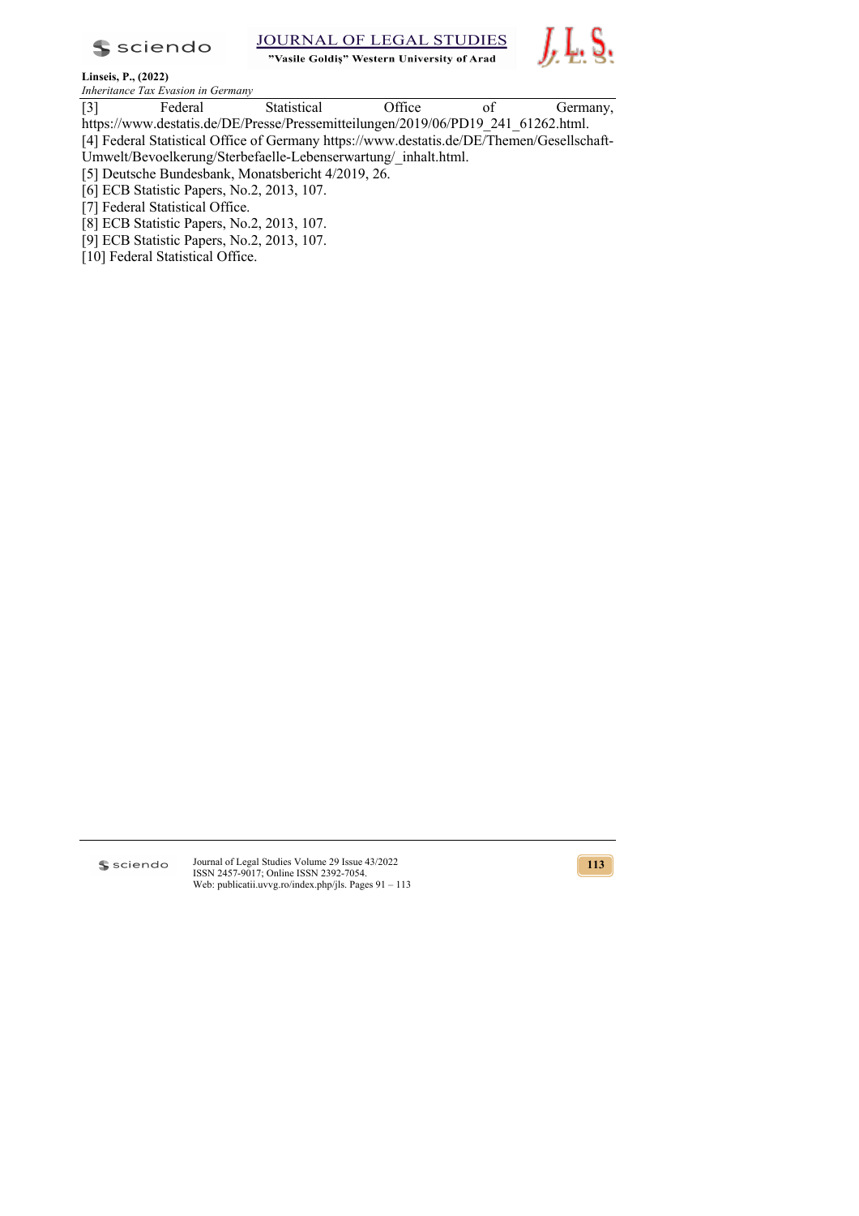[3] Federal Statistical Office of Germany, https://www.destatis.de/DE/Presse/Pressemitteilungen/2019/06/PD19_241_61262.html.

[4] Federal Statistical Office of Germany https://www.destatis.de/DE/Themen/Gesellschaft-Umwelt/Bevoelkerung/Sterbefaelle-Lebenserwartung/_inhalt.html.

[5] Deutsche Bundesbank, Monatsbericht 4/2019, 26.

[6] ECB Statistic Papers, No.2, 2013, 107.

[7] Federal Statistical Office.

[8] ECB Statistic Papers, No.2, 2013, 107.

[9] ECB Statistic Papers, No.2, 2013, 107.

[10] Federal Statistical Office.